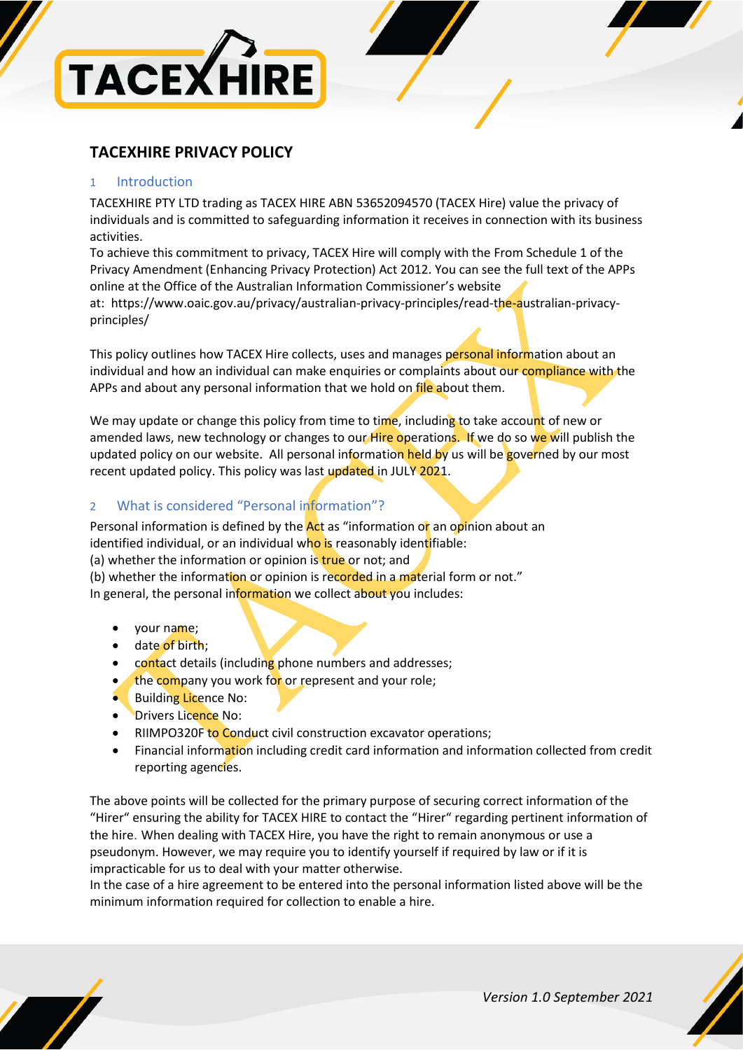# TACEXHIRE PRIVACY POLICY

## 1 Introduction

TACEXHIRE PTY LTD trading as TACEX HIRE ABN 53652094570 (TACEX Hire) value the privacy of individuals and is committed to safeguarding information it receives in connection with its business activities.

To achieve this commitment to privacy, TACEX Hire will comply with the From Schedule 1 of the Privacy Amendment (Enhancing Privacy Protection) Act 2012. You can see the full text of the APPs online at the Office of the Australian Information Commissioner's website at: https://www.oaic.gov.au/privacy/australian-privacy-principles/read-the-australian-privacy-principles/

This policy outlines how TACEX Hire collects, uses and manages personal information about an individual and how an individual can make enquiries or complaints about our compliance with the APPs and about any personal information that we hold on file about them.

We may update or change this policy from time to time, including to take account of new or amended laws, new technology or changes to our Hire operations. If we do so we will publish the updated policy on our website. All personal information held by us will be governed by our most recent updated policy. This policy was last updated in JULY 2021.

## 2 What is considered "Personal information"?

Personal information is defined by the Act as "information or an opinion about an identified individual, or an individual who is reasonably identifiable:
(a) whether the information or opinion is true or not; and
(b) whether the information or opinion is recorded in a material form or not."
In general, the personal information we collect about you includes:

- your name;
- date of birth;
- contact details (including phone numbers and addresses;
- the company you work for or represent and your role;
- Building Licence No:
- Drivers Licence No:
- RIIMPO320F to Conduct civil construction excavator operations;
- Financial information including credit card information and information collected from credit reporting agencies.

The above points will be collected for the primary purpose of securing correct information of the "Hirer" ensuring the ability for TACEX HIRE to contact the "Hirer" regarding pertinent information of the hire. When dealing with TACEX Hire, you have the right to remain anonymous or use a pseudonym. However, we may require you to identify yourself if required by law or if it is impracticable for us to deal with your matter otherwise.
In the case of a hire agreement to be entered into the personal information listed above will be the minimum information required for collection to enable a hire.

*Version 1.0 September 2021*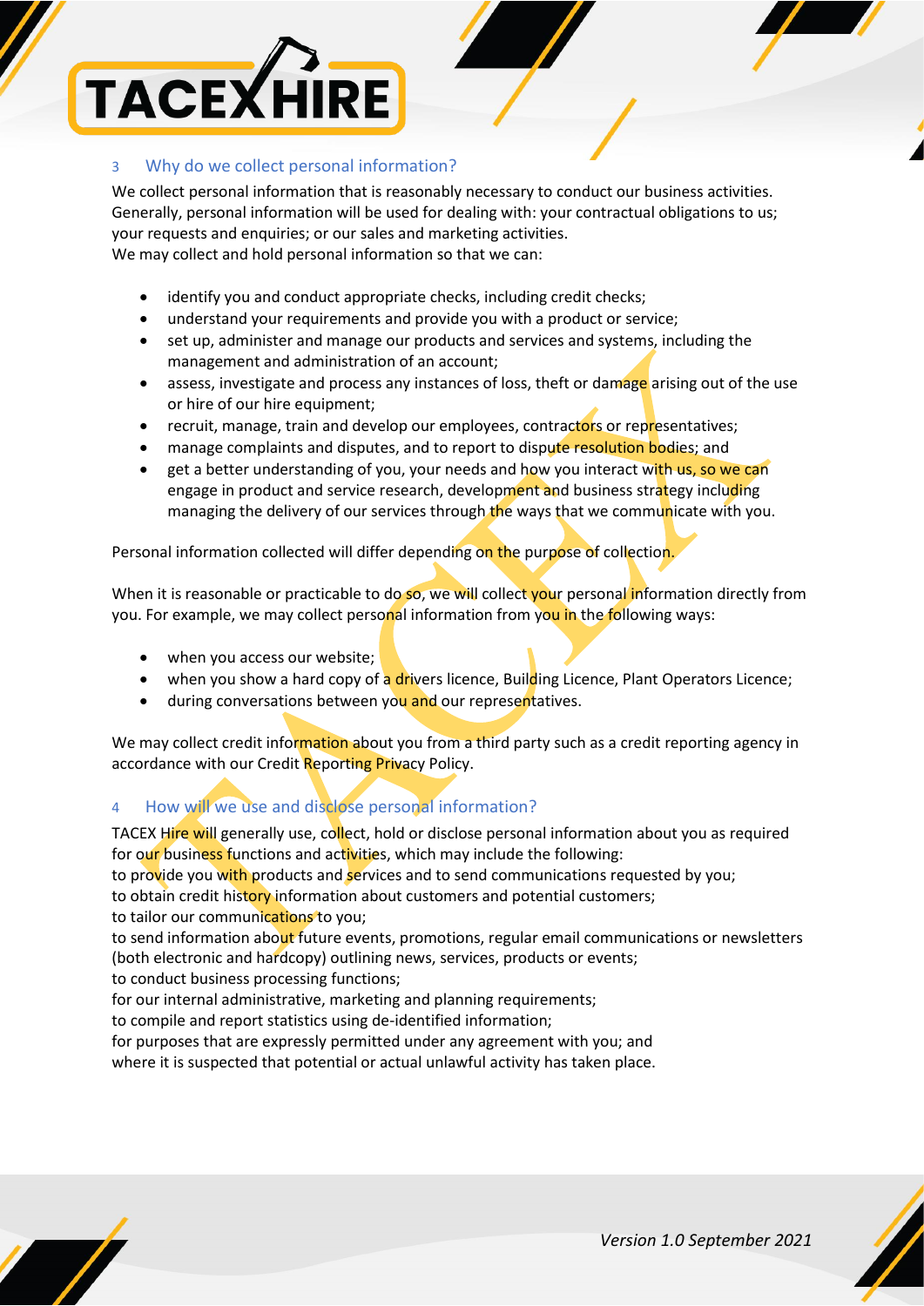## 3 Why do we collect personal information?

We collect personal information that is reasonably necessary to conduct our business activities. Generally, personal information will be used for dealing with: your contractual obligations to us; your requests and enquiries; or our sales and marketing activities.
We may collect and hold personal information so that we can:

- identify you and conduct appropriate checks, including credit checks;
- understand your requirements and provide you with a product or service;
- set up, administer and manage our products and services and systems, including the management and administration of an account;
- assess, investigate and process any instances of loss, theft or damage arising out of the use or hire of our hire equipment;
- recruit, manage, train and develop our employees, contractors or representatives;
- manage complaints and disputes, and to report to dispute resolution bodies; and
- get a better understanding of you, your needs and how you interact with us, so we can engage in product and service research, development and business strategy including managing the delivery of our services through the ways that we communicate with you.

Personal information collected will differ depending on the purpose of collection.

When it is reasonable or practicable to do so, we will collect your personal information directly from you. For example, we may collect personal information from you in the following ways:

- when you access our website;
- when you show a hard copy of a drivers licence, Building Licence, Plant Operators Licence;
- during conversations between you and our representatives.

We may collect credit information about you from a third party such as a credit reporting agency in accordance with our Credit Reporting Privacy Policy.

## 4 How will we use and disclose personal information?

TACEX Hire will generally use, collect, hold or disclose personal information about you as required for our business functions and activities, which may include the following:
to provide you with products and services and to send communications requested by you;
to obtain credit history information about customers and potential customers;
to tailor our communications to you;
to send information about future events, promotions, regular email communications or newsletters (both electronic and hardcopy) outlining news, services, products or events;
to conduct business processing functions;
for our internal administrative, marketing and planning requirements;
to compile and report statistics using de-identified information;
for purposes that are expressly permitted under any agreement with you; and
where it is suspected that potential or actual unlawful activity has taken place.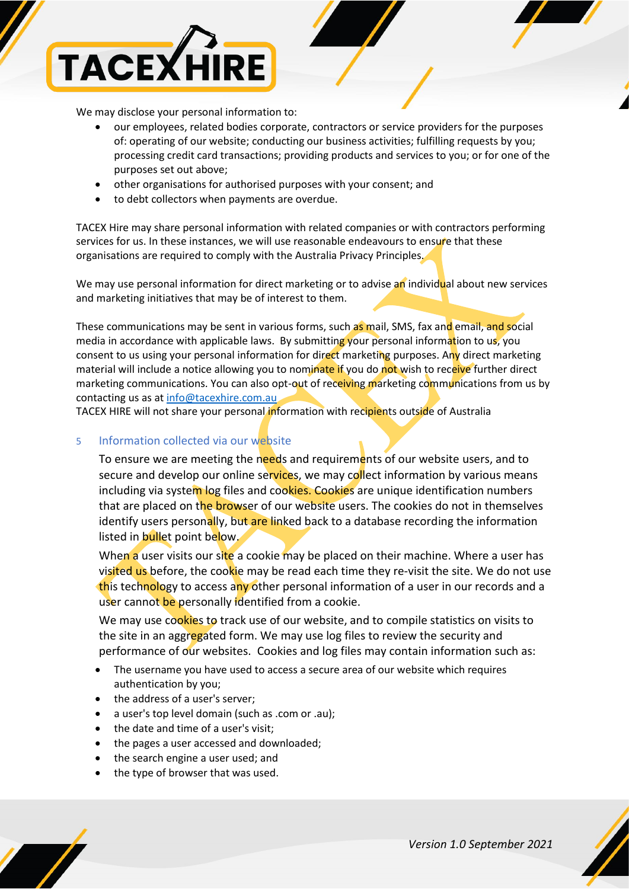We may disclose your personal information to:

- our employees, related bodies corporate, contractors or service providers for the purposes of: operating of our website; conducting our business activities; fulfilling requests by you; processing credit card transactions; providing products and services to you; or for one of the purposes set out above;
- other organisations for authorised purposes with your consent; and
- to debt collectors when payments are overdue.

TACEX Hire may share personal information with related companies or with contractors performing services for us. In these instances, we will use reasonable endeavours to ensure that these organisations are required to comply with the Australia Privacy Principles.

We may use personal information for direct marketing or to advise an individual about new services and marketing initiatives that may be of interest to them.

These communications may be sent in various forms, such as mail, SMS, fax and email, and social media in accordance with applicable laws. By submitting your personal information to us, you consent to us using your personal information for direct marketing purposes. Any direct marketing material will include a notice allowing you to nominate if you do not wish to receive further direct marketing communications. You can also opt-out of receiving marketing communications from us by contacting us as at info@tacexhire.com.au
TACEX HIRE will not share your personal information with recipients outside of Australia

## 5 Information collected via our website

To ensure we are meeting the needs and requirements of our website users, and to secure and develop our online services, we may collect information by various means including via system log files and cookies. Cookies are unique identification numbers that are placed on the browser of our website users. The cookies do not in themselves identify users personally, but are linked back to a database recording the information listed in bullet point below.

When a user visits our site a cookie may be placed on their machine. Where a user has visited us before, the cookie may be read each time they re-visit the site. We do not use this technology to access any other personal information of a user in our records and a user cannot be personally identified from a cookie.

We may use cookies to track use of our website, and to compile statistics on visits to the site in an aggregated form. We may use log files to review the security and performance of our websites. Cookies and log files may contain information such as:

- The username you have used to access a secure area of our website which requires authentication by you;
- the address of a user's server;
- a user's top level domain (such as .com or .au);
- the date and time of a user's visit;
- the pages a user accessed and downloaded;
- the search engine a user used; and
- the type of browser that was used.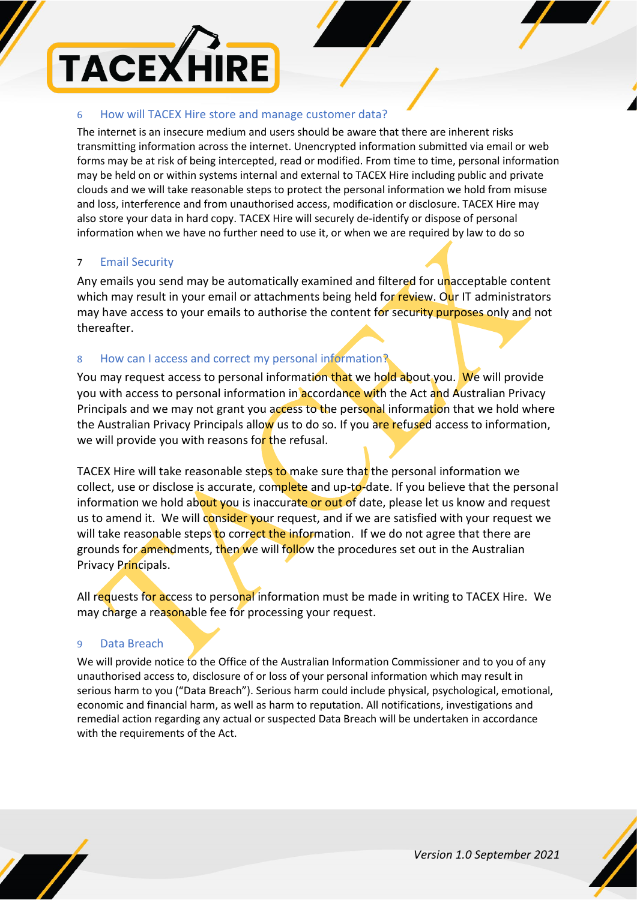## 6 How will TACEX Hire store and manage customer data?

The internet is an insecure medium and users should be aware that there are inherent risks transmitting information across the internet. Unencrypted information submitted via email or web forms may be at risk of being intercepted, read or modified. From time to time, personal information may be held on or within systems internal and external to TACEX Hire including public and private clouds and we will take reasonable steps to protect the personal information we hold from misuse and loss, interference and from unauthorised access, modification or disclosure. TACEX Hire may also store your data in hard copy. TACEX Hire will securely de-identify or dispose of personal information when we have no further need to use it, or when we are required by law to do so

## 7 Email Security

Any emails you send may be automatically examined and filtered for unacceptable content which may result in your email or attachments being held for review. Our IT administrators may have access to your emails to authorise the content for security purposes only and not thereafter.

## 8 How can I access and correct my personal information?

You may request access to personal information that we hold about you. We will provide you with access to personal information in accordance with the Act and Australian Privacy Principals and we may not grant you access to the personal information that we hold where the Australian Privacy Principals allow us to do so. If you are refused access to information, we will provide you with reasons for the refusal.

TACEX Hire will take reasonable steps to make sure that the personal information we collect, use or disclose is accurate, complete and up-to-date. If you believe that the personal information we hold about you is inaccurate or out of date, please let us know and request us to amend it. We will consider your request, and if we are satisfied with your request we will take reasonable steps to correct the information. If we do not agree that there are grounds for amendments, then we will follow the procedures set out in the Australian Privacy Principals.

All requests for access to personal information must be made in writing to TACEX Hire. We may charge a reasonable fee for processing your request.

## 9 Data Breach

We will provide notice to the Office of the Australian Information Commissioner and to you of any unauthorised access to, disclosure of or loss of your personal information which may result in serious harm to you ("Data Breach"). Serious harm could include physical, psychological, emotional, economic and financial harm, as well as harm to reputation. All notifications, investigations and remedial action regarding any actual or suspected Data Breach will be undertaken in accordance with the requirements of the Act.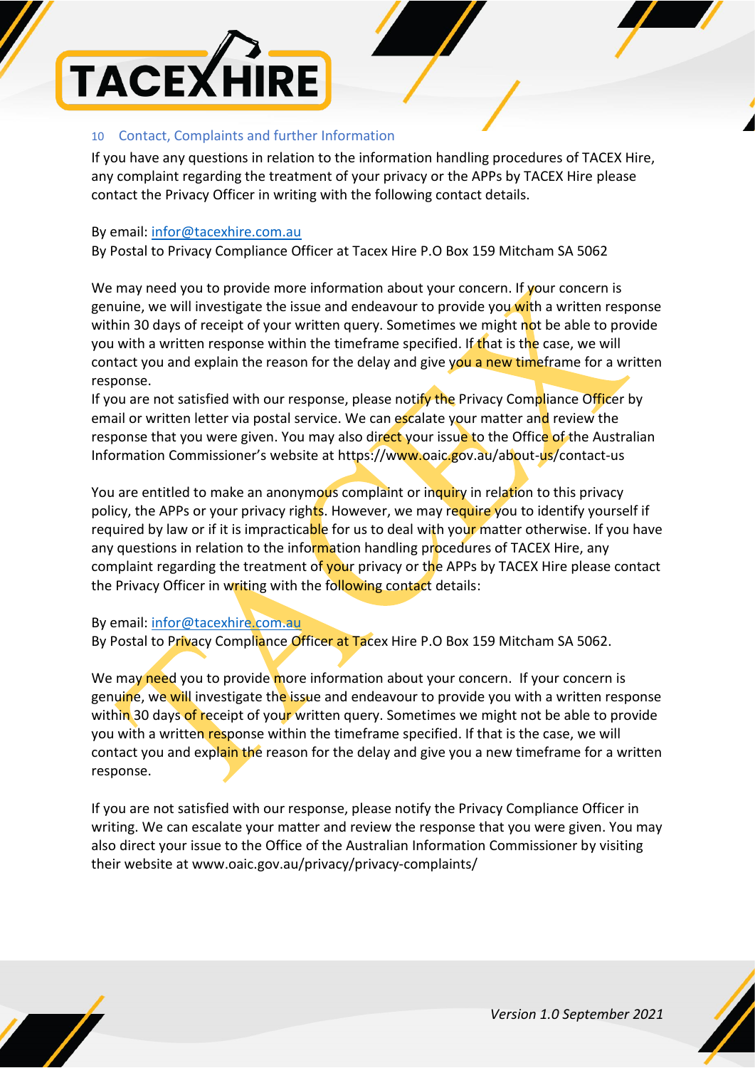## 10 Contact, Complaints and further Information

If you have any questions in relation to the information handling procedures of TACEX Hire, any complaint regarding the treatment of your privacy or the APPs by TACEX Hire please contact the Privacy Officer in writing with the following contact details.

By email: infor@tacexhire.com.au
By Postal to Privacy Compliance Officer at Tacex Hire P.O Box 159 Mitcham SA 5062

We may need you to provide more information about your concern. If your concern is genuine, we will investigate the issue and endeavour to provide you with a written response within 30 days of receipt of your written query. Sometimes we might not be able to provide you with a written response within the timeframe specified. If that is the case, we will contact you and explain the reason for the delay and give you a new timeframe for a written response.
If you are not satisfied with our response, please notify the Privacy Compliance Officer by email or written letter via postal service. We can escalate your matter and review the response that you were given. You may also direct your issue to the Office of the Australian Information Commissioner's website at https://www.oaic.gov.au/about-us/contact-us

You are entitled to make an anonymous complaint or inquiry in relation to this privacy policy, the APPs or your privacy rights. However, we may require you to identify yourself if required by law or if it is impracticable for us to deal with your matter otherwise. If you have any questions in relation to the information handling procedures of TACEX Hire, any complaint regarding the treatment of your privacy or the APPs by TACEX Hire please contact the Privacy Officer in writing with the following contact details:

By email: infor@tacexhire.com.au
By Postal to Privacy Compliance Officer at Tacex Hire P.O Box 159 Mitcham SA 5062.

We may need you to provide more information about your concern. If your concern is genuine, we will investigate the issue and endeavour to provide you with a written response within 30 days of receipt of your written query. Sometimes we might not be able to provide you with a written response within the timeframe specified. If that is the case, we will contact you and explain the reason for the delay and give you a new timeframe for a written response.

If you are not satisfied with our response, please notify the Privacy Compliance Officer in writing. We can escalate your matter and review the response that you were given. You may also direct your issue to the Office of the Australian Information Commissioner by visiting their website at www.oaic.gov.au/privacy/privacy-complaints/

*Version 1.0 September 2021*